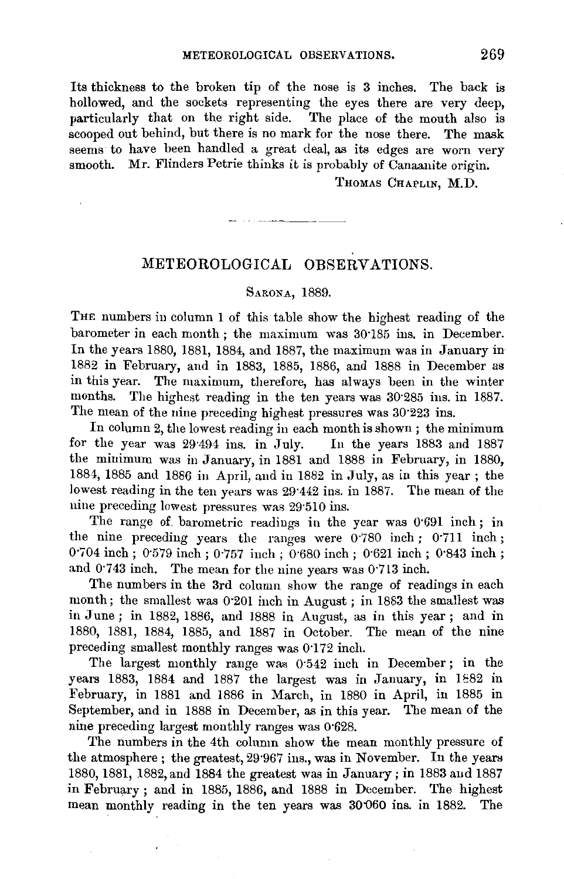Its thickness to the broken tip of the nose is 3 inches. The back is hollowed, and the sockets representing the eyes there are very deep, particularly that on the right side. The place of the mouth also is scooped out behind, but there is no mark for the nose there. The mask seems to have been handled a great deal, as its edges are worn very smooth. Mr. Flinders Petrie thinks it is probably of Canaanite origin.

THOMAS CHAPLIN, M.D.

---

## METEOROLOGICAL OBSERVATIONS.

### SARONA, 1889.

THE numbers in column 1 of this table show the highest reading of the barometer in each month; the maximum was 30·185 ins. in December. In the years 1880, 1881, 1884, and 1887, the maximum was in January in 1882 in February, and in 1883, 1885, 1886, and 1888 in December as in this year. The maximum, therefore, has always been in the winter months. The highest reading in the ten years was 30·285 ins. in 1887. The mean of the nine preceding highest pressures was 30·223 ins.

In column 2, the lowest reading in each month is shown; the minimum for the year was 29·494 ins. in July. In the years 1883 and 1887 the minimum was in January, in 1881 and 1888 in February, in 1880, 1884, 1885 and 1886 in April, and in 1882 in July, as in this year; the lowest reading in the ten years was 29·442 ins. in 1887. The mean of the nine preceding lowest pressures was 29·510 ins.

The range of barometric readings in the year was 0·691 inch; in the nine preceding years the ranges were 0·780 inch; 0·711 inch; 0·704 inch; 0·579 inch; 0·757 inch; 0·680 inch; 0·621 inch; 0·843 inch; and 0·743 inch. The mean for the nine years was 0·713 inch.

The numbers in the 3rd column show the range of readings in each month; the smallest was 0·201 inch in August; in 1883 the smallest was in June; in 1882, 1886, and 1888 in August, as in this year; and in 1880, 1881, 1884, 1885, and 1887 in October. The mean of the nine preceding smallest monthly ranges was 0·172 inch.

The largest monthly range was 0·542 inch in December; in the years 1883, 1884 and 1887 the largest was in January, in 1882 in February, in 1881 and 1886 in March, in 1880 in April, in 1885 in September, and in 1888 in December, as in this year. The mean of the nine preceding largest monthly ranges was 0·628.

The numbers in the 4th column show the mean monthly pressure of the atmosphere; the greatest, 29·967 ins., was in November. In the years 1880, 1881, 1882, and 1884 the greatest was in January; in 1883 and 1887 in February; and in 1885, 1886, and 1888 in December. The highest mean monthly reading in the ten years was 30·060 ins. in 1882. The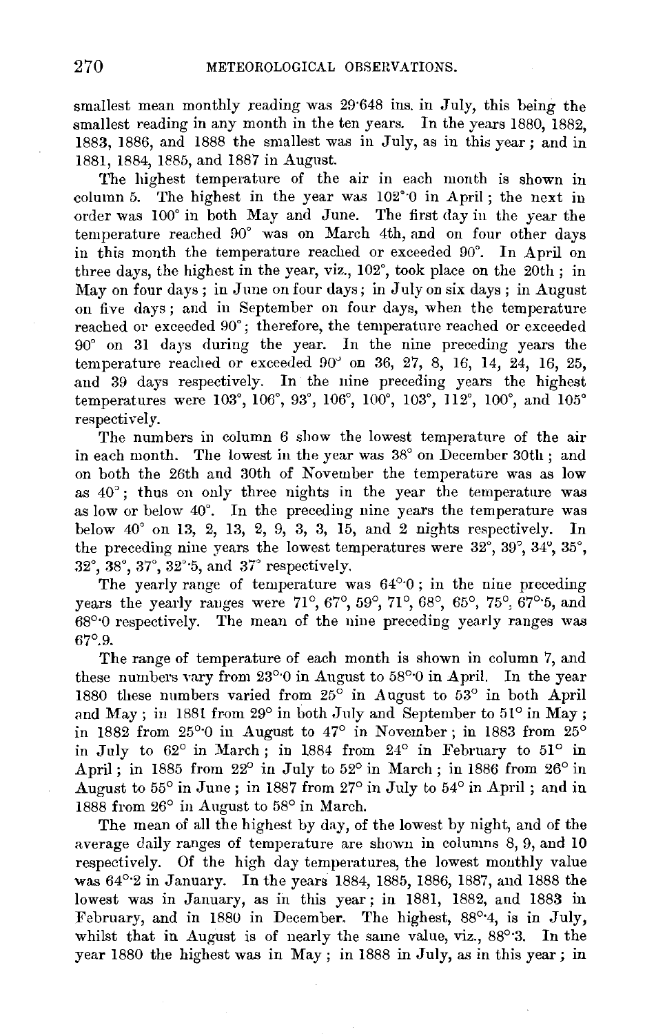smallest mean monthly reading was 29·648 ins. in July, this being the smallest reading in any month in the ten years. In the years 1880, 1882, 1883, 1886, and 1888 the smallest was in July, as in this year; and in 1881, 1884, 1885, and 1887 in August.

The highest temperature of the air in each month is shown in column 5. The highest in the year was 102°·0 in April; the next in order was 100° in both May and June. The first day in the year the temperature reached 90° was on March 4th, and on four other days in this month the temperature reached or exceeded 90°. In April on three days, the highest in the year, viz., 102°, took place on the 20th; in May on four days; in June on four days; in July on six days; in August on five days; and in September on four days, when the temperature reached or exceeded 90°; therefore, the temperature reached or exceeded 90° on 31 days during the year. In the nine preceding years the temperature reached or exceeded 90° on 36, 27, 8, 16, 14, 24, 16, 25, and 39 days respectively. In the nine preceding years the highest temperatures were 103°, 106°, 93°, 106°, 100°, 103°, 112°, 100°, and 105° respectively.

The numbers in column 6 show the lowest temperature of the air in each month. The lowest in the year was 38° on December 30th; and on both the 26th and 30th of November the temperature was as low as 40°; thus on only three nights in the year the temperature was as low or below 40°. In the preceding nine years the temperature was below 40° on 13, 2, 13, 2, 9, 3, 3, 15, and 2 nights respectively. In the preceding nine years the lowest temperatures were 32°, 39°, 34°, 35°, 32°, 38°, 37°, 32°·5, and 37° respectively.

The yearly range of temperature was 64°·0; in the nine preceding years the yearly ranges were 71°, 67°, 59°, 71°, 68°, 65°, 75°, 67°·5, and 68°·0 respectively. The mean of the nine preceding yearly ranges was 67°.9.

The range of temperature of each month is shown in column 7, and these numbers vary from 23°·0 in August to 58°·0 in April. In the year 1880 these numbers varied from 25° in August to 53° in both April and May; in 1881 from 29° in both July and September to 51° in May; in 1882 from 25°·0 in August to 47° in November; in 1883 from 25° in July to 62° in March; in 1884 from 24° in February to 51° in April; in 1885 from 22° in July to 52° in March; in 1886 from 26° in August to 55° in June; in 1887 from 27° in July to 54° in April; and in 1888 from 26° in August to 58° in March.

The mean of all the highest by day, of the lowest by night, and of the average daily ranges of temperature are shown in columns 8, 9, and 10 respectively. Of the high day temperatures, the lowest monthly value was 64°·2 in January. In the years 1884, 1885, 1886, 1887, and 1888 the lowest was in January, as in this year; in 1881, 1882, and 1883 in February, and in 1880 in December. The highest, 88°·4, is in July, whilst that in August is of nearly the same value, viz., 88°·3. In the year 1880 the highest was in May; in 1888 in July, as in this year; in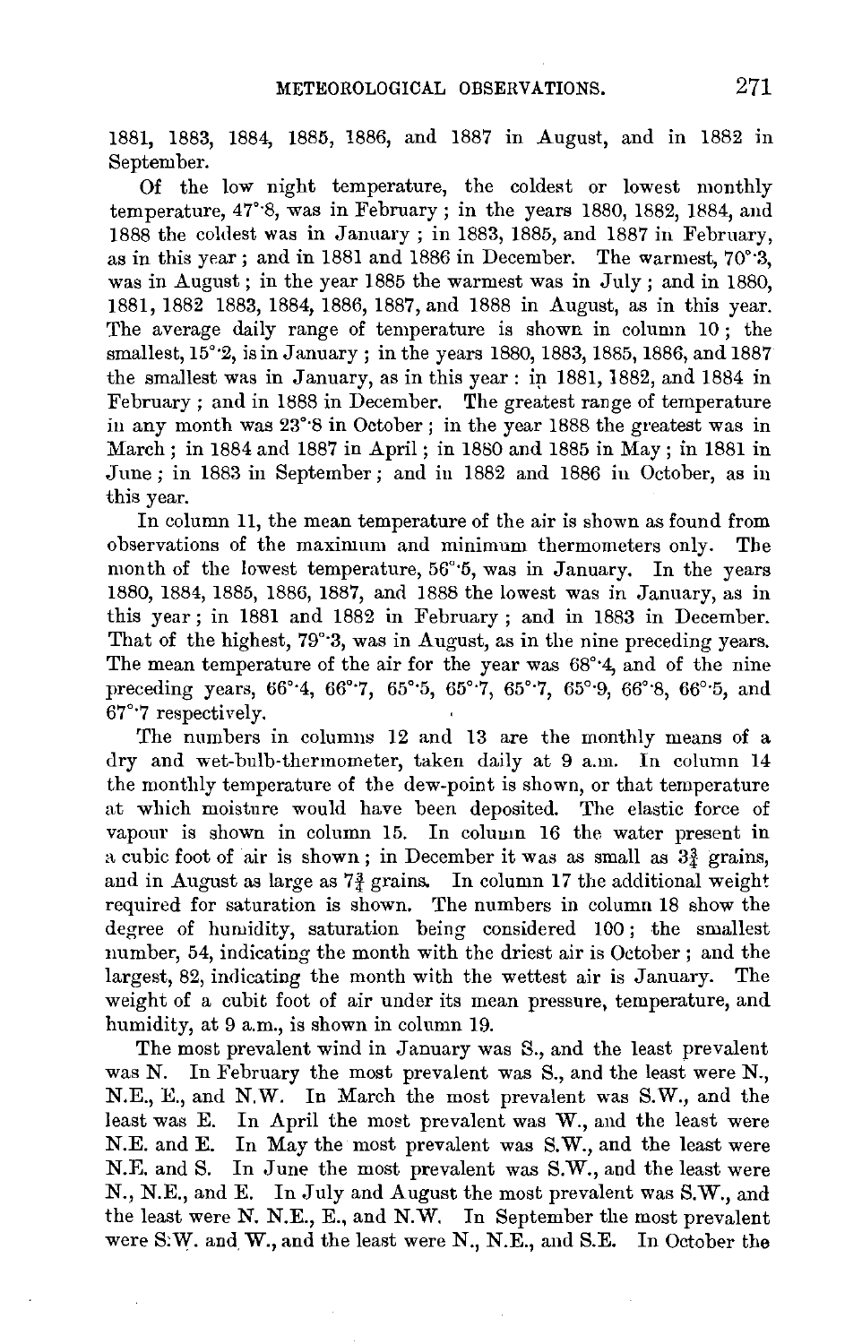1881, 1883, 1884, 1885, 1886, and 1887 in August, and in 1882 in September.

Of the low night temperature, the coldest or lowest monthly temperature, 47°·8, was in February; in the years 1880, 1882, 1884, and 1888 the coldest was in January; in 1883, 1885, and 1887 in February, as in this year; and in 1881 and 1886 in December. The warmest, 70°·3, was in August; in the year 1885 the warmest was in July; and in 1880, 1881, 1882 1883, 1884, 1886, 1887, and 1888 in August, as in this year. The average daily range of temperature is shown in column 10; the smallest, 15°·2, is in January; in the years 1880, 1883, 1885, 1886, and 1887 the smallest was in January, as in this year: in 1881, 1882, and 1884 in February; and in 1888 in December. The greatest range of temperature in any month was 23°·8 in October; in the year 1888 the greatest was in March; in 1884 and 1887 in April; in 1880 and 1885 in May; in 1881 in June; in 1883 in September; and in 1882 and 1886 in October, as in this year.

In column 11, the mean temperature of the air is shown as found from observations of the maximum and minimum thermometers only. The month of the lowest temperature, 56°·5, was in January. In the years 1880, 1884, 1885, 1886, 1887, and 1888 the lowest was in January, as in this year; in 1881 and 1882 in February; and in 1883 in December. That of the highest, 79°·3, was in August, as in the nine preceding years. The mean temperature of the air for the year was 68°·4, and of the nine preceding years, 66°·4, 66°·7, 65°·5, 65°·7, 65°·7, 65°·9, 66°·8, 66°·5, and 67°·7 respectively.

The numbers in columns 12 and 13 are the monthly means of a dry and wet-bulb-thermometer, taken daily at 9 a.m. In column 14 the monthly temperature of the dew-point is shown, or that temperature at which moisture would have been deposited. The elastic force of vapour is shown in column 15. In column 16 the water present in a cubic foot of air is shown; in December it was as small as $3\frac{3}{4}$ grains, and in August as large as $7\frac{3}{4}$ grains. In column 17 the additional weight required for saturation is shown. The numbers in column 18 show the degree of humidity, saturation being considered 100; the smallest number, 54, indicating the month with the driest air is October; and the largest, 82, indicating the month with the wettest air is January. The weight of a cubit foot of air under its mean pressure, temperature, and humidity, at 9 a.m., is shown in column 19.

The most prevalent wind in January was S., and the least prevalent was N. In February the most prevalent was S., and the least were N., N.E., E., and N.W. In March the most prevalent was S.W., and the least was E. In April the most prevalent was W., and the least were N.E. and E. In May the most prevalent was S.W., and the least were N.E. and S. In June the most prevalent was S.W., and the least were N., N.E., and E. In July and August the most prevalent was S.W., and the least were N. N.E., E., and N.W. In September the most prevalent were S.W. and W., and the least were N., N.E., and S.E. In October the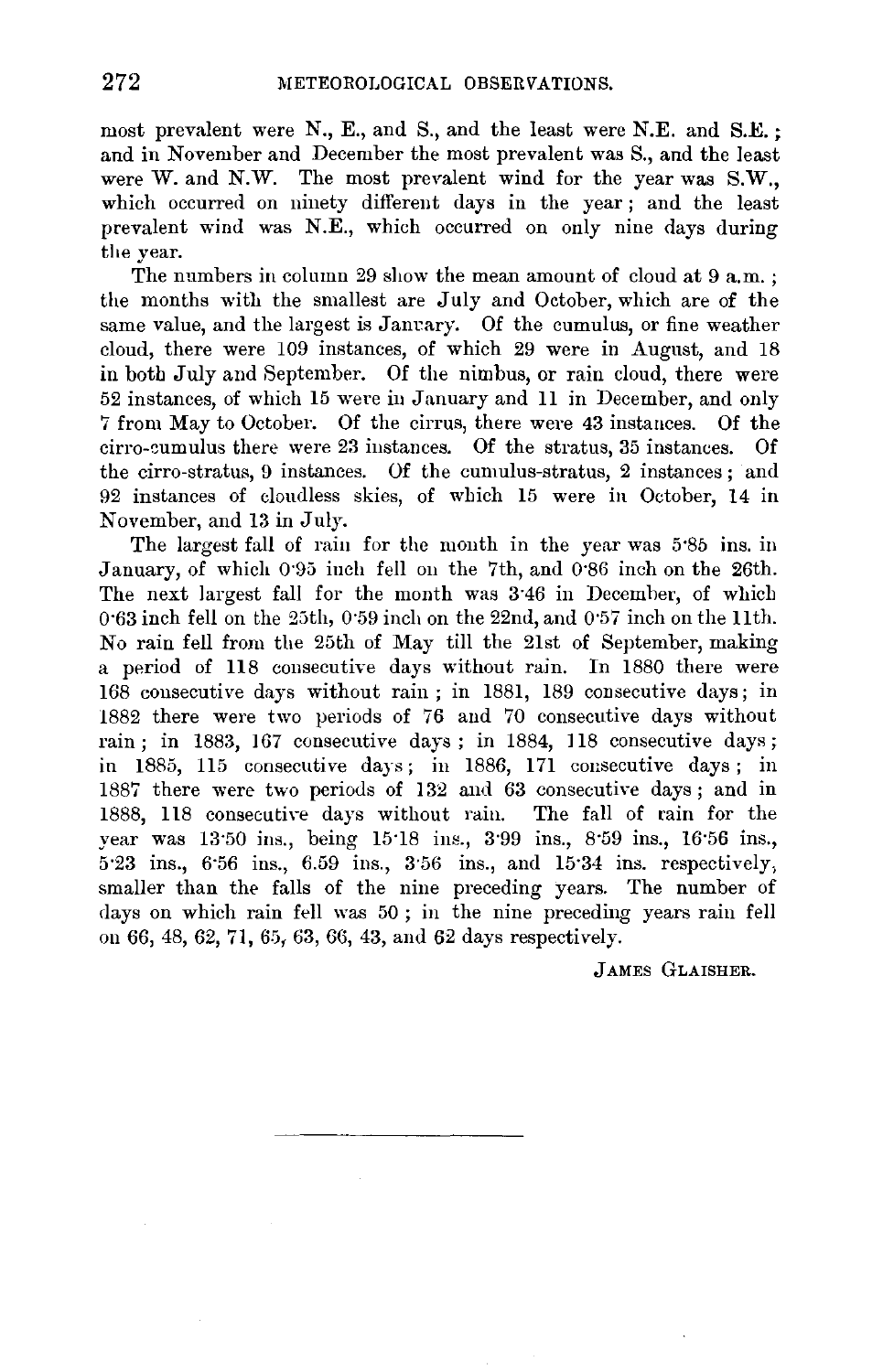most prevalent were N., E., and S., and the least were N.E. and S.E.; and in November and December the most prevalent was S., and the least were W. and N.W. The most prevalent wind for the year was S.W., which occurred on ninety different days in the year; and the least prevalent wind was N.E., which occurred on only nine days during the year.

The numbers in column 29 show the mean amount of cloud at 9 a.m.; the months with the smallest are July and October, which are of the same value, and the largest is January. Of the cumulus, or fine weather cloud, there were 109 instances, of which 29 were in August, and 18 in both July and September. Of the nimbus, or rain cloud, there were 52 instances, of which 15 were in January and 11 in December, and only 7 from May to October. Of the cirrus, there were 43 instances. Of the cirro-cumulus there were 23 instances. Of the stratus, 35 instances. Of the cirro-stratus, 9 instances. Of the cumulus-stratus, 2 instances; and 92 instances of cloudless skies, of which 15 were in October, 14 in November, and 13 in July.

The largest fall of rain for the month in the year was 5·85 ins. in January, of which 0·95 inch fell on the 7th, and 0·86 inch on the 26th. The next largest fall for the month was 3·46 in December, of which 0·63 inch fell on the 25th, 0·59 inch on the 22nd, and 0·57 inch on the 11th. No rain fell from the 25th of May till the 21st of September, making a period of 118 consecutive days without rain. In 1880 there were 168 consecutive days without rain; in 1881, 189 consecutive days; in 1882 there were two periods of 76 and 70 consecutive days without rain; in 1883, 167 consecutive days; in 1884, 118 consecutive days; in 1885, 115 consecutive days; in 1886, 171 consecutive days; in 1887 there were two periods of 132 and 63 consecutive days; and in 1888, 118 consecutive days without rain. The fall of rain for the year was 13·50 ins., being 15·18 ins., 3·99 ins., 8·59 ins., 16·56 ins., 5·23 ins., 6·56 ins., 6.59 ins., 3·56 ins., and 15·34 ins. respectively, smaller than the falls of the nine preceding years. The number of days on which rain fell was 50; in the nine preceding years rain fell on 66, 48, 62, 71, 65, 63, 66, 43, and 62 days respectively.

JAMES GLAISHER.